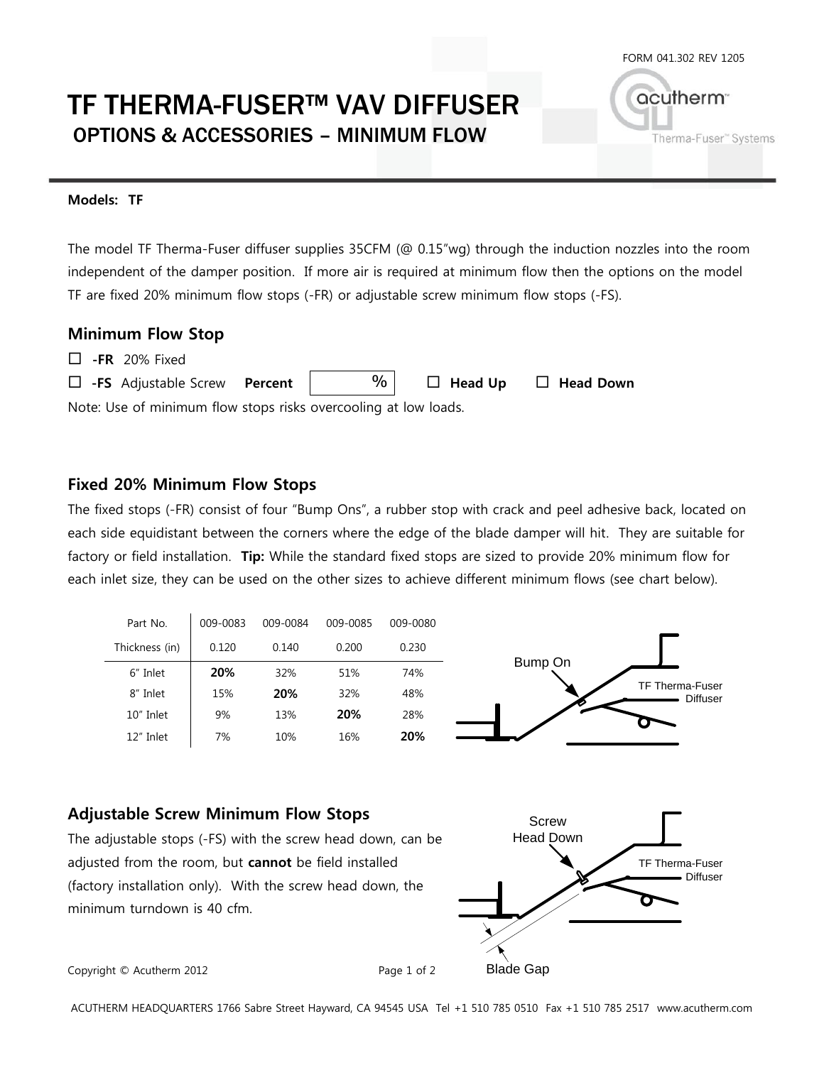FORM 041.302 REV 1205

# TF THERMA-FUSER™ VAV DIFFUSER

## OPTIONS & ACCESSORIES – MINIMUM FLOW

**Models: TF**

The model TF Therma-Fuser diffuser supplies 35CFM (@ 0.15"wg) through the induction nozzles into the room independent of the damper position. If more air is required at minimum flow then the options on the model TF are fixed 20% minimum flow stops (-FR) or adjustable screw minimum flow stops (-FS).

### Minimum Flow Stop

☐ **-FR** 20% Fixed

☐ **-FS** Adjustable Screw **Percent** ______ % ☐ **Head Up** ☐ **Head Down**

Note: Use of minimum flow stops risks overcooling at low loads.

### Fixed 20% Minimum Flow Stops

The fixed stops (-FR) consist of four "Bump Ons", a rubber stop with crack and peel adhesive back, located on each side equidistant between the corners where the edge of the blade damper will hit. They are suitable for factory or field installation. **Tip:** While the standard fixed stops are sized to provide 20% minimum flow for each inlet size, they can be used on the other sizes to achieve different minimum flows (see chart below).

| Part No. | 009-0083 | 009-0084 | 009-0085 | 009-0080 |
|---|---|---|---|---|
| Thickness (in) | 0.120 | 0.140 | 0.200 | 0.230 |
| 6" Inlet | **20%** | 32% | 51% | 74% |
| 8" Inlet | 15% | **20%** | 32% | 48% |
| 10" Inlet | 9% | 13% | **20%** | 28% |
| 12" Inlet | 7% | 10% | 16% | **20%** |

Bump On

TF Therma-Fuser Diffuser

### Adjustable Screw Minimum Flow Stops

The adjustable stops (-FS) with the screw head down, can be adjusted from the room, but **cannot** be field installed (factory installation only). With the screw head down, the minimum turndown is 40 cfm.

Screw Head Down

TF Therma-Fuser Diffuser

Blade Gap

Copyright © Acutherm 2012

ACUTHERM HEADQUARTERS 1766 Sabre Street Hayward, CA 94545 USA Tel +1 510 785 0510 Fax +1 510 785 2517 www.acutherm.com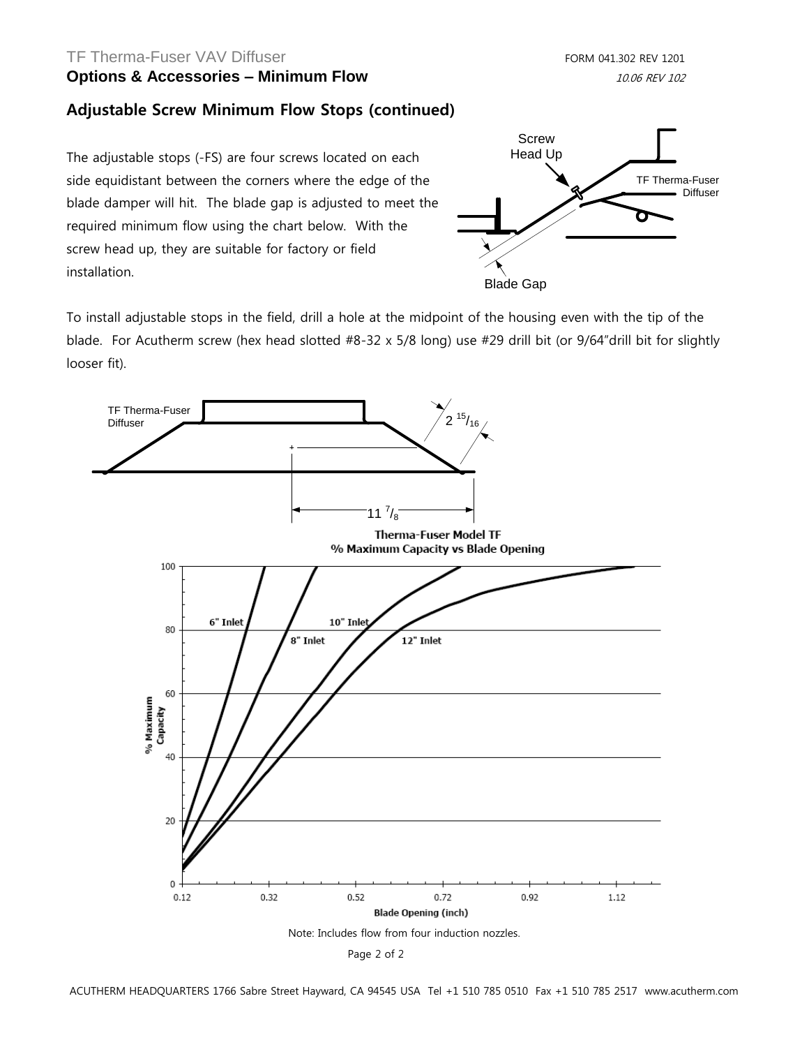TF Therma-Fuser VAV Diffuser

**Options & Accessories – Minimum Flow**

FORM 041.302 REV 1201

*10.06 REV 102*

## Adjustable Screw Minimum Flow Stops (continued)

The adjustable stops (-FS) are four screws located on each side equidistant between the corners where the edge of the blade damper will hit. The blade gap is adjusted to meet the required minimum flow using the chart below. With the screw head up, they are suitable for factory or field installation.

Screw Head Up

TF Therma-Fuser Diffuser

Blade Gap

To install adjustable stops in the field, drill a hole at the midpoint of the housing even with the tip of the blade. For Acutherm screw (hex head slotted #8-32 x 5/8 long) use #29 drill bit (or 9/64"drill bit for slightly looser fit).

TF Therma-Fuser Diffuser

2 15/16

11 7/8

**Therma-Fuser Model TF**
**% Maximum Capacity vs Blade Opening**

% Maximum Capacity

100
80
60
40
20
0

6" Inlet
8" Inlet
10" Inlet
12" Inlet

0.12
0.32
0.52
0.72
0.92
1.12

Blade Opening (inch)

Note: Includes flow from four induction nozzles.

ACUTHERM HEADQUARTERS 1766 Sabre Street Hayward, CA 94545 USA Tel +1 510 785 0510 Fax +1 510 785 2517 www.acutherm.com